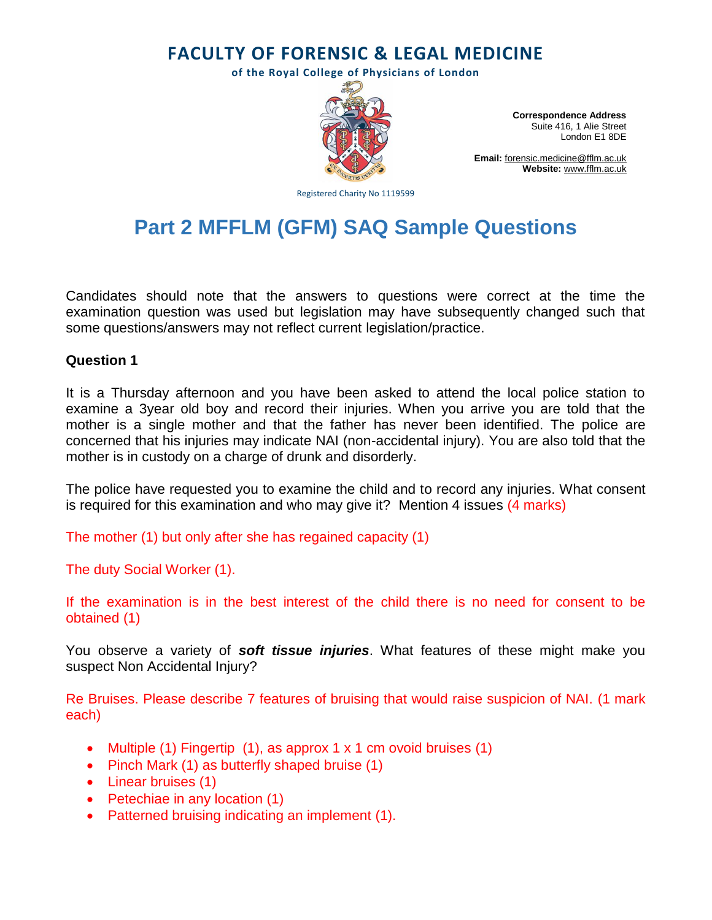# FACULTY OF FORENSIC & LEGAL MEDICINE

**of the Royal College of Physicians of London**

**Correspondence Address**
Suite 416, 1 Alie Street
London E1 8DE

**Email:** forensic.medicine@fflm.ac.uk
**Website:** www.fflm.ac.uk

Registered Charity No 1119599

## Part 2 MFFLM (GFM) SAQ Sample Questions

Candidates should note that the answers to questions were correct at the time the examination question was used but legislation may have subsequently changed such that some questions/answers may not reflect current legislation/practice.

### Question 1

It is a Thursday afternoon and you have been asked to attend the local police station to examine a 3year old boy and record their injuries. When you arrive you are told that the mother is a single mother and that the father has never been identified. The police are concerned that his injuries may indicate NAI (non-accidental injury). You are also told that the mother is in custody on a charge of drunk and disorderly.

The police have requested you to examine the child and to record any injuries. What consent is required for this examination and who may give it? Mention 4 issues (4 marks)

The mother (1) but only after she has regained capacity (1)

The duty Social Worker (1).

If the examination is in the best interest of the child there is no need for consent to be obtained (1)

You observe a variety of ***soft tissue injuries***. What features of these might make you suspect Non Accidental Injury?

Re Bruises. Please describe 7 features of bruising that would raise suspicion of NAI. (1 mark each)

- Multiple (1) Fingertip (1), as approx 1 x 1 cm ovoid bruises (1)
- Pinch Mark (1) as butterfly shaped bruise (1)
- Linear bruises (1)
- Petechiae in any location (1)
- Patterned bruising indicating an implement (1).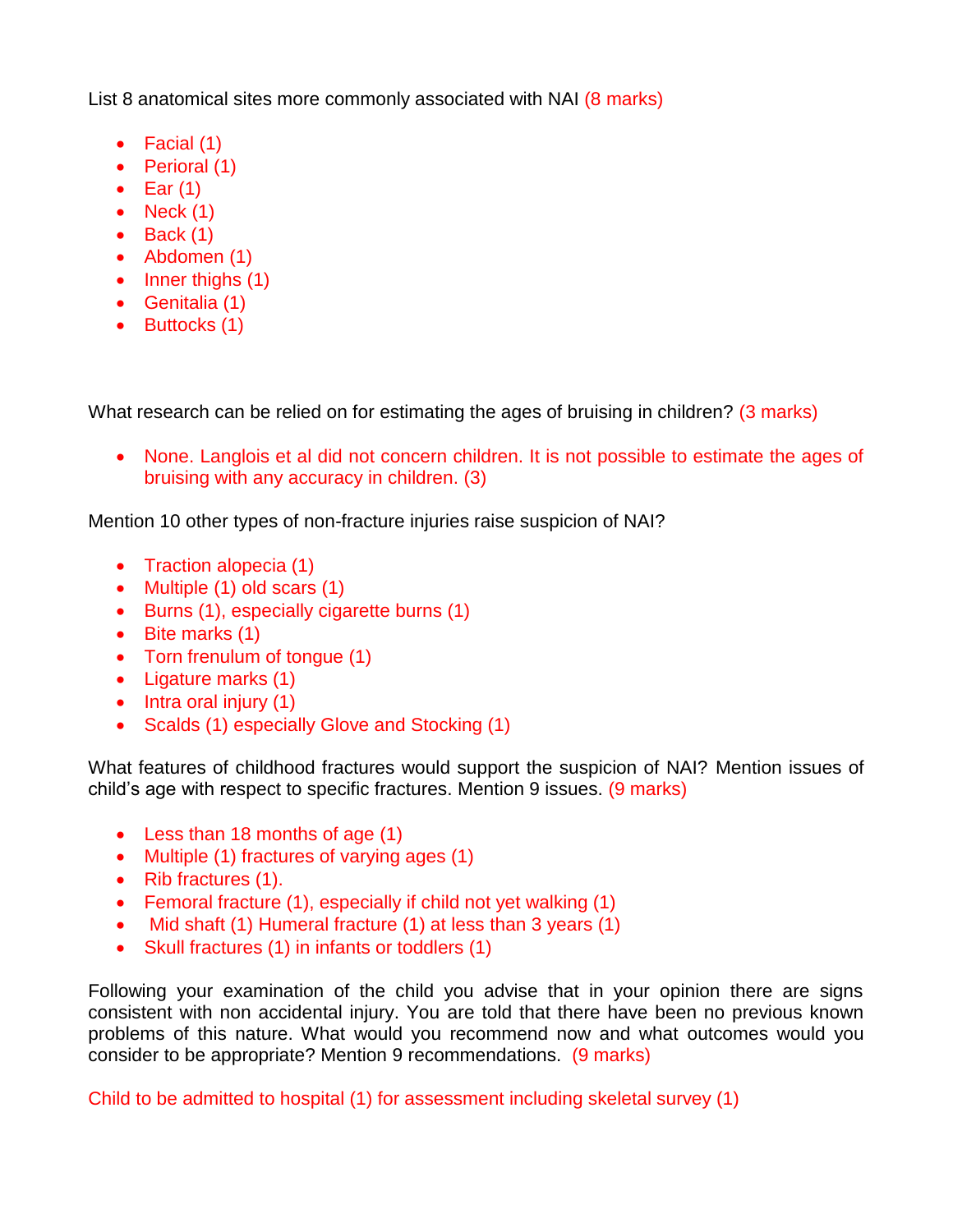List 8 anatomical sites more commonly associated with NAI (8 marks)

- Facial (1)
- Perioral (1)
- Ear (1)
- Neck (1)
- Back (1)
- Abdomen (1)
- Inner thighs (1)
- Genitalia (1)
- Buttocks (1)

What research can be relied on for estimating the ages of bruising in children? (3 marks)

- None. Langlois et al did not concern children. It is not possible to estimate the ages of bruising with any accuracy in children. (3)

Mention 10 other types of non-fracture injuries raise suspicion of NAI?

- Traction alopecia (1)
- Multiple (1) old scars (1)
- Burns (1), especially cigarette burns (1)
- Bite marks (1)
- Torn frenulum of tongue (1)
- Ligature marks (1)
- Intra oral injury (1)
- Scalds (1) especially Glove and Stocking (1)

What features of childhood fractures would support the suspicion of NAI? Mention issues of child's age with respect to specific fractures. Mention 9 issues. (9 marks)

- Less than 18 months of age (1)
- Multiple (1) fractures of varying ages (1)
- Rib fractures (1).
- Femoral fracture (1), especially if child not yet walking (1)
- Mid shaft (1) Humeral fracture (1) at less than 3 years (1)
- Skull fractures (1) in infants or toddlers (1)

Following your examination of the child you advise that in your opinion there are signs consistent with non accidental injury. You are told that there have been no previous known problems of this nature. What would you recommend now and what outcomes would you consider to be appropriate? Mention 9 recommendations. (9 marks)

Child to be admitted to hospital (1) for assessment including skeletal survey (1)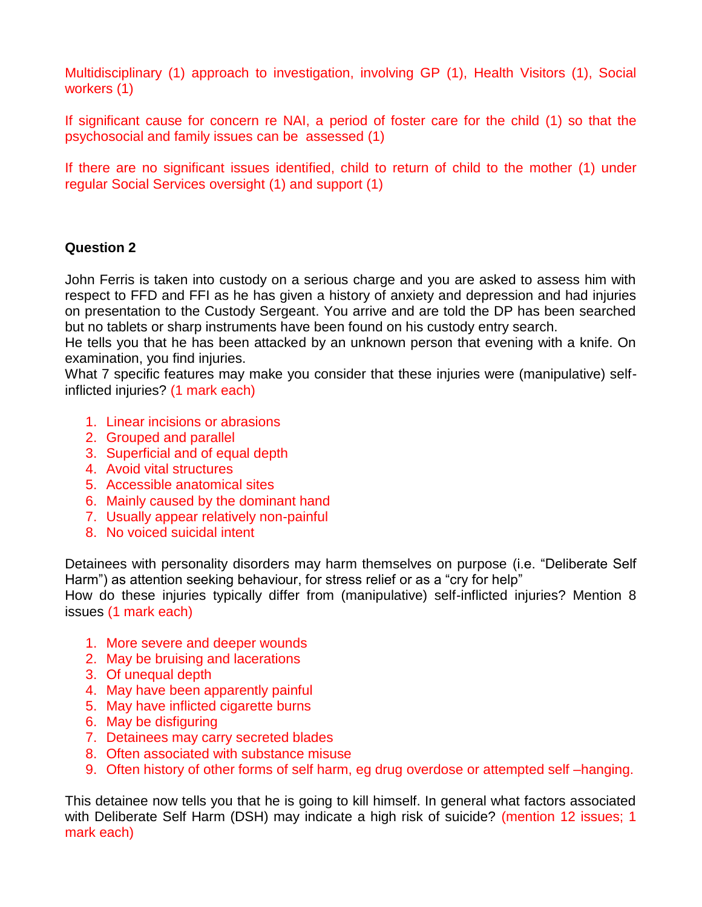Multidisciplinary (1) approach to investigation, involving GP (1), Health Visitors (1), Social workers (1)

If significant cause for concern re NAI, a period of foster care for the child (1) so that the psychosocial and family issues can be assessed (1)

If there are no significant issues identified, child to return of child to the mother (1) under regular Social Services oversight (1) and support (1)

**Question 2**

John Ferris is taken into custody on a serious charge and you are asked to assess him with respect to FFD and FFI as he has given a history of anxiety and depression and had injuries on presentation to the Custody Sergeant. You arrive and are told the DP has been searched but no tablets or sharp instruments have been found on his custody entry search.
He tells you that he has been attacked by an unknown person that evening with a knife. On examination, you find injuries.
What 7 specific features may make you consider that these injuries were (manipulative) self-inflicted injuries? (1 mark each)

1. Linear incisions or abrasions
2. Grouped and parallel
3. Superficial and of equal depth
4. Avoid vital structures
5. Accessible anatomical sites
6. Mainly caused by the dominant hand
7. Usually appear relatively non-painful
8. No voiced suicidal intent

Detainees with personality disorders may harm themselves on purpose (i.e. "Deliberate Self Harm") as attention seeking behaviour, for stress relief or as a "cry for help"
How do these injuries typically differ from (manipulative) self-inflicted injuries? Mention 8 issues (1 mark each)

1. More severe and deeper wounds
2. May be bruising and lacerations
3. Of unequal depth
4. May have been apparently painful
5. May have inflicted cigarette burns
6. May be disfiguring
7. Detainees may carry secreted blades
8. Often associated with substance misuse
9. Often history of other forms of self harm, eg drug overdose or attempted self –hanging.

This detainee now tells you that he is going to kill himself. In general what factors associated with Deliberate Self Harm (DSH) may indicate a high risk of suicide? (mention 12 issues; 1 mark each)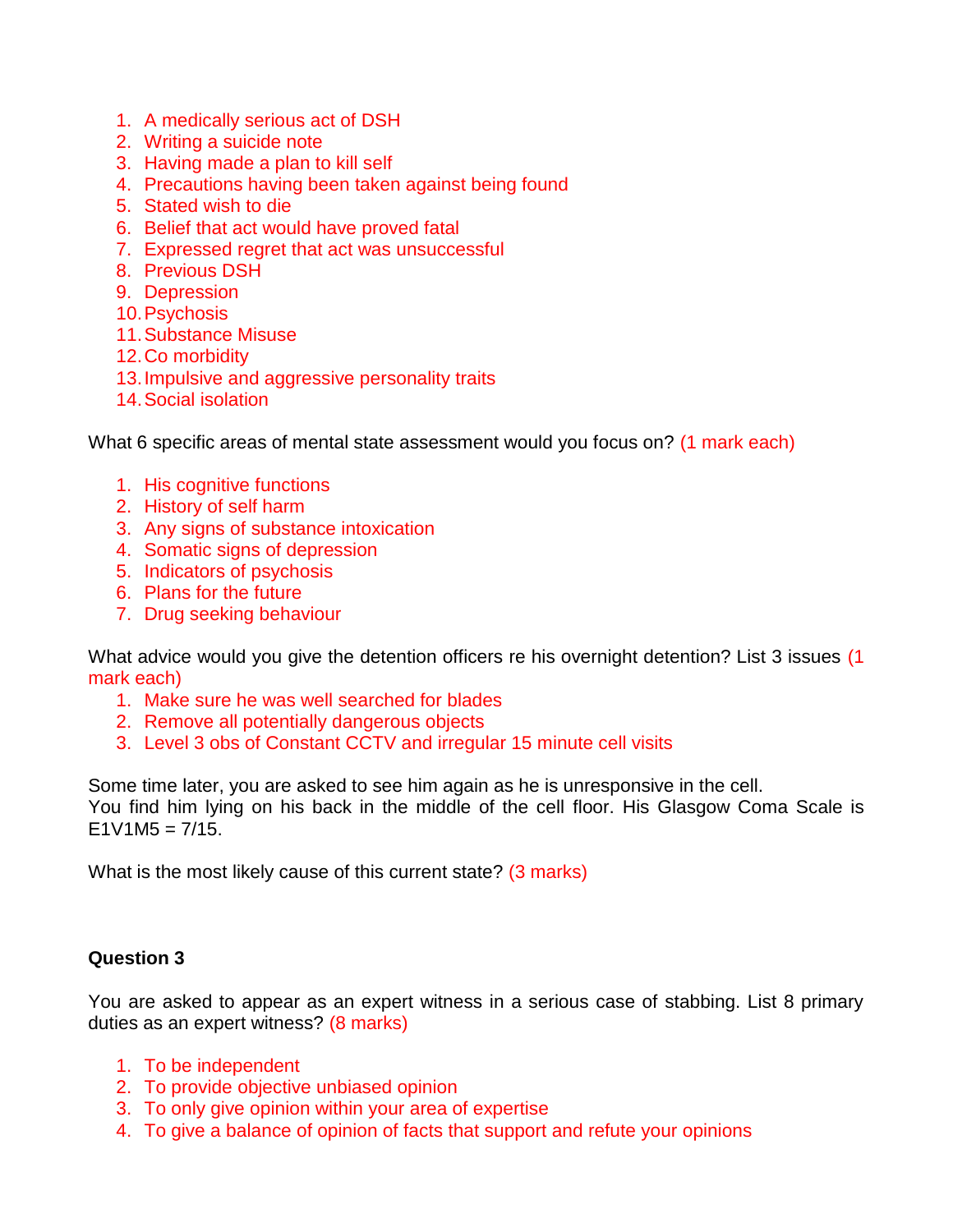1. A medically serious act of DSH
2. Writing a suicide note
3. Having made a plan to kill self
4. Precautions having been taken against being found
5. Stated wish to die
6. Belief that act would have proved fatal
7. Expressed regret that act was unsuccessful
8. Previous DSH
9. Depression
10. Psychosis
11. Substance Misuse
12. Co morbidity
13. Impulsive and aggressive personality traits
14. Social isolation

What 6 specific areas of mental state assessment would you focus on? (1 mark each)

1. His cognitive functions
2. History of self harm
3. Any signs of substance intoxication
4. Somatic signs of depression
5. Indicators of psychosis
6. Plans for the future
7. Drug seeking behaviour

What advice would you give the detention officers re his overnight detention? List 3 issues (1 mark each)

1. Make sure he was well searched for blades
2. Remove all potentially dangerous objects
3. Level 3 obs of Constant CCTV and irregular 15 minute cell visits

Some time later, you are asked to see him again as he is unresponsive in the cell.
You find him lying on his back in the middle of the cell floor. His Glasgow Coma Scale is E1V1M5 = 7/15.

What is the most likely cause of this current state? (3 marks)

**Question 3**

You are asked to appear as an expert witness in a serious case of stabbing. List 8 primary duties as an expert witness? (8 marks)

1. To be independent
2. To provide objective unbiased opinion
3. To only give opinion within your area of expertise
4. To give a balance of opinion of facts that support and refute your opinions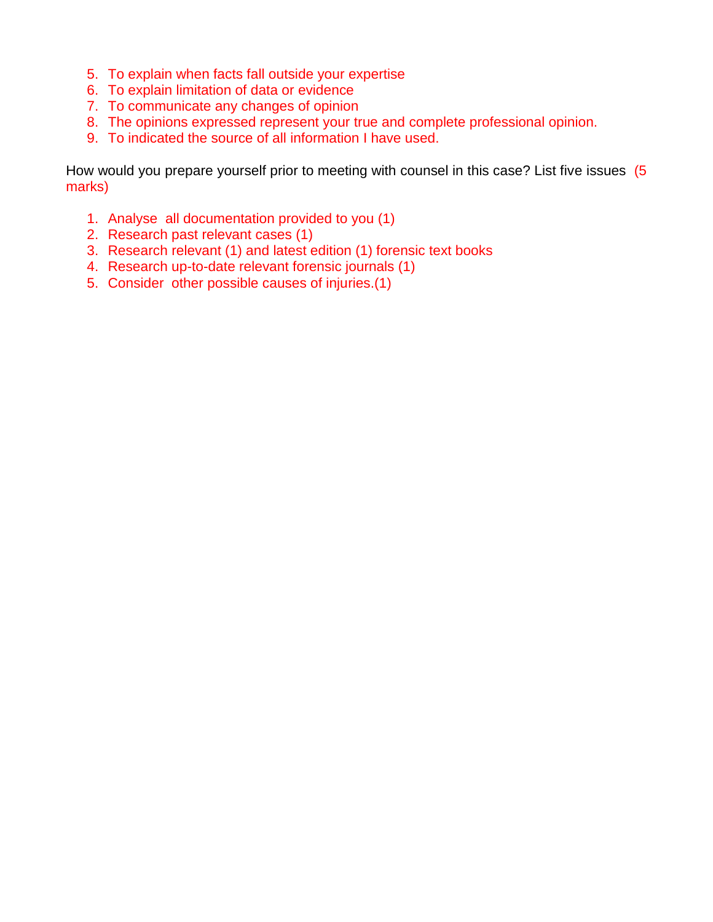5. To explain when facts fall outside your expertise
6. To explain limitation of data or evidence
7. To communicate any changes of opinion
8. The opinions expressed represent your true and complete professional opinion.
9. To indicated the source of all information I have used.

How would you prepare yourself prior to meeting with counsel in this case? List five issues (5 marks)

1. Analyse all documentation provided to you (1)
2. Research past relevant cases (1)
3. Research relevant (1) and latest edition (1) forensic text books
4. Research up-to-date relevant forensic journals (1)
5. Consider other possible causes of injuries.(1)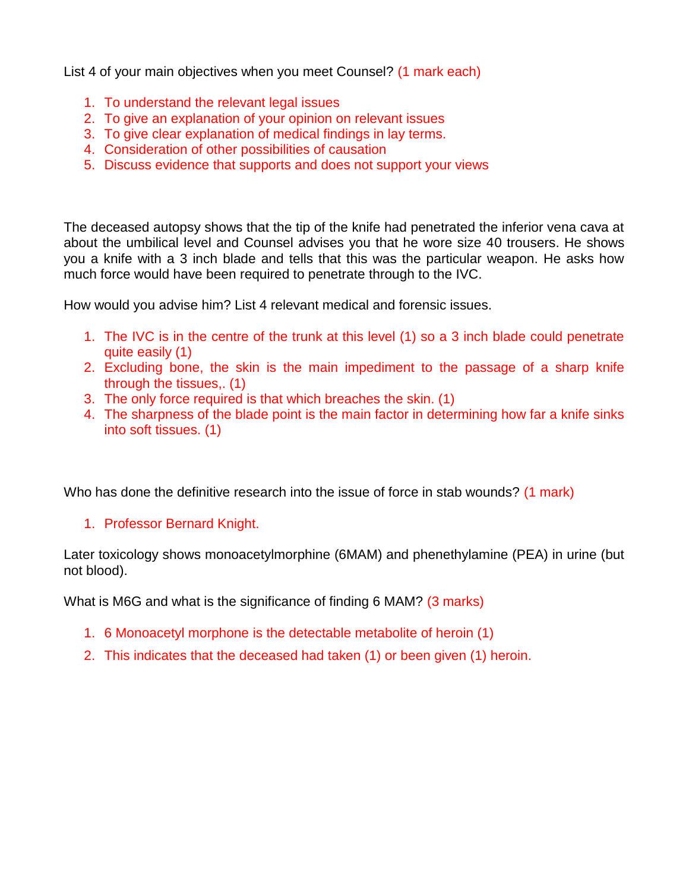List 4 of your main objectives when you meet Counsel? (1 mark each)

1. To understand the relevant legal issues
2. To give an explanation of your opinion on relevant issues
3. To give clear explanation of medical findings in lay terms.
4. Consideration of other possibilities of causation
5. Discuss evidence that supports and does not support your views

The deceased autopsy shows that the tip of the knife had penetrated the inferior vena cava at about the umbilical level and Counsel advises you that he wore size 40 trousers. He shows you a knife with a 3 inch blade and tells that this was the particular weapon. He asks how much force would have been required to penetrate through to the IVC.

How would you advise him? List 4 relevant medical and forensic issues.

1. The IVC is in the centre of the trunk at this level (1) so a 3 inch blade could penetrate quite easily (1)
2. Excluding bone, the skin is the main impediment to the passage of a sharp knife through the tissues,. (1)
3. The only force required is that which breaches the skin. (1)
4. The sharpness of the blade point is the main factor in determining how far a knife sinks into soft tissues. (1)

Who has done the definitive research into the issue of force in stab wounds? (1 mark)

1. Professor Bernard Knight.

Later toxicology shows monoacetylmorphine (6MAM) and phenethylamine (PEA) in urine (but not blood).

What is M6G and what is the significance of finding 6 MAM? (3 marks)

1. 6 Monoacetyl morphone is the detectable metabolite of heroin (1)
2. This indicates that the deceased had taken (1) or been given (1) heroin.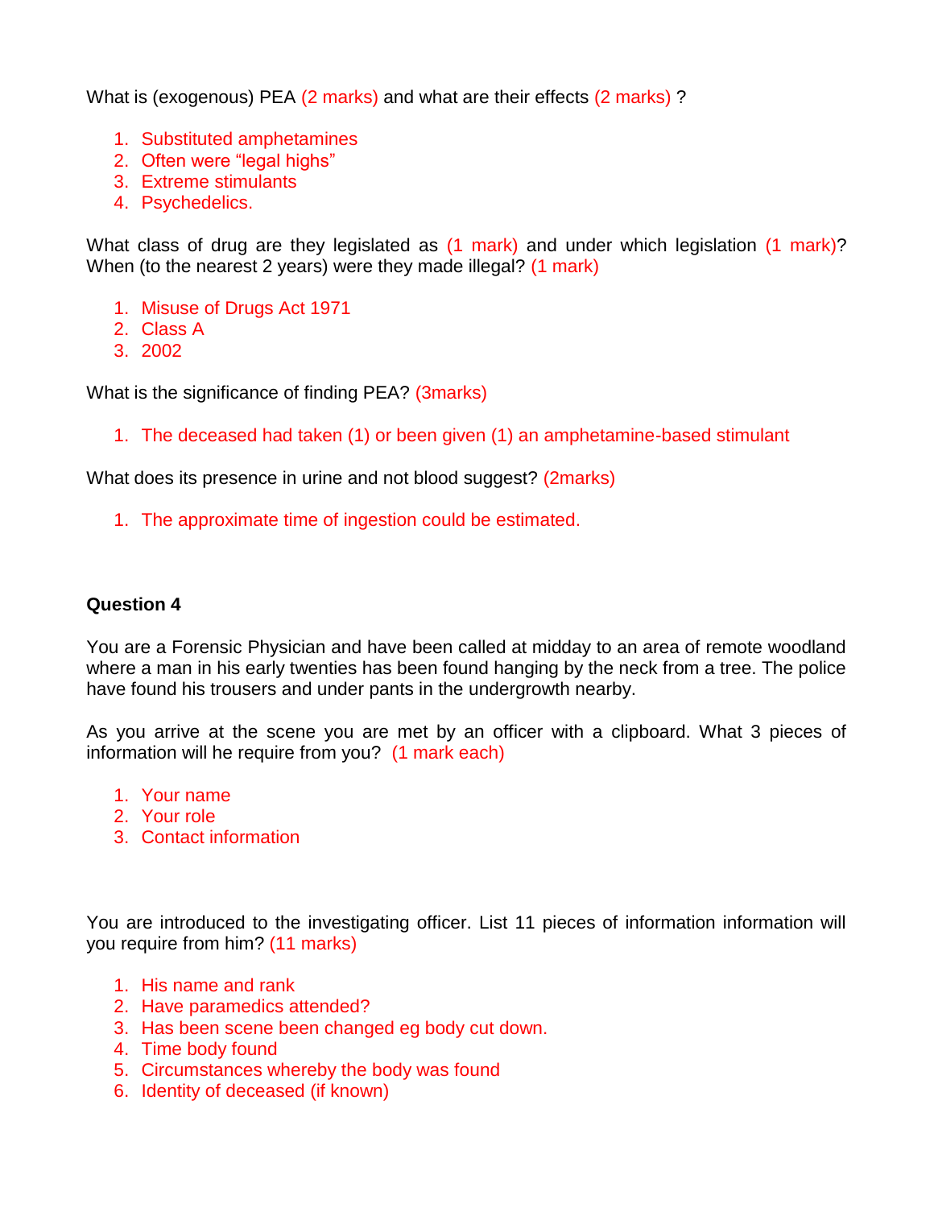What is (exogenous) PEA (2 marks) and what are their effects (2 marks) ?

1. Substituted amphetamines
2. Often were "legal highs"
3. Extreme stimulants
4. Psychedelics.

What class of drug are they legislated as (1 mark) and under which legislation (1 mark)? When (to the nearest 2 years) were they made illegal? (1 mark)

1. Misuse of Drugs Act 1971
2. Class A
3. 2002

What is the significance of finding PEA? (3marks)

1. The deceased had taken (1) or been given (1) an amphetamine-based stimulant

What does its presence in urine and not blood suggest? (2marks)

1. The approximate time of ingestion could be estimated.

**Question 4**

You are a Forensic Physician and have been called at midday to an area of remote woodland where a man in his early twenties has been found hanging by the neck from a tree. The police have found his trousers and under pants in the undergrowth nearby.

As you arrive at the scene you are met by an officer with a clipboard. What 3 pieces of information will he require from you? (1 mark each)

1. Your name
2. Your role
3. Contact information

You are introduced to the investigating officer. List 11 pieces of information information will you require from him? (11 marks)

1. His name and rank
2. Have paramedics attended?
3. Has been scene been changed eg body cut down.
4. Time body found
5. Circumstances whereby the body was found
6. Identity of deceased (if known)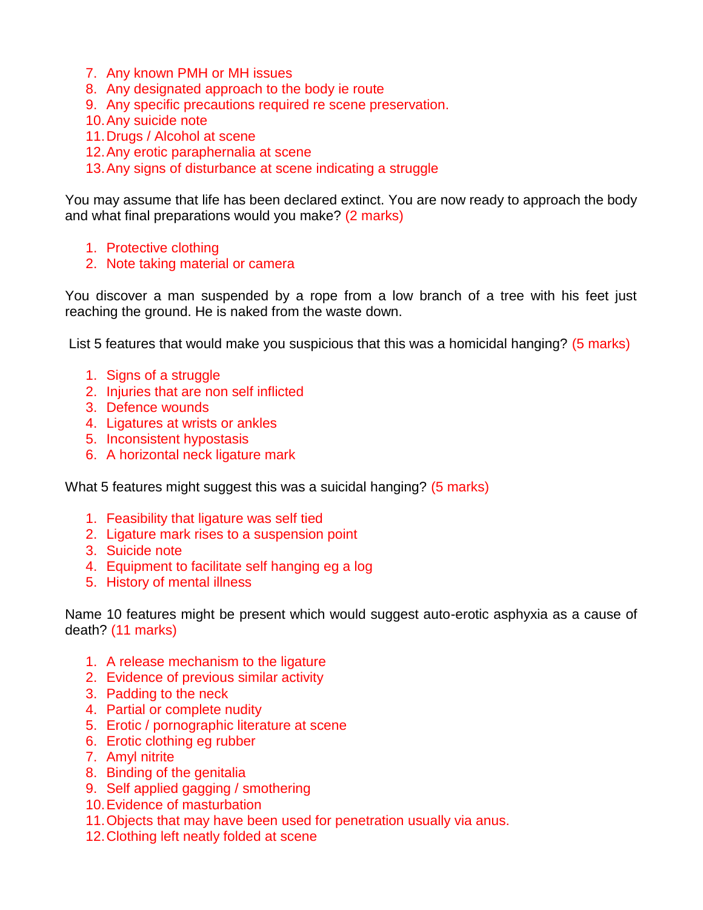7. Any known PMH or MH issues
8. Any designated approach to the body ie route
9. Any specific precautions required re scene preservation.
10. Any suicide note
11. Drugs / Alcohol at scene
12. Any erotic paraphernalia at scene
13. Any signs of disturbance at scene indicating a struggle

You may assume that life has been declared extinct. You are now ready to approach the body and what final preparations would you make? (2 marks)

1. Protective clothing
2. Note taking material or camera

You discover a man suspended by a rope from a low branch of a tree with his feet just reaching the ground. He is naked from the waste down.

List 5 features that would make you suspicious that this was a homicidal hanging? (5 marks)

1. Signs of a struggle
2. Injuries that are non self inflicted
3. Defence wounds
4. Ligatures at wrists or ankles
5. Inconsistent hypostasis
6. A horizontal neck ligature mark

What 5 features might suggest this was a suicidal hanging? (5 marks)

1. Feasibility that ligature was self tied
2. Ligature mark rises to a suspension point
3. Suicide note
4. Equipment to facilitate self hanging eg a log
5. History of mental illness

Name 10 features might be present which would suggest auto-erotic asphyxia as a cause of death? (11 marks)

1. A release mechanism to the ligature
2. Evidence of previous similar activity
3. Padding to the neck
4. Partial or complete nudity
5. Erotic / pornographic literature at scene
6. Erotic clothing eg rubber
7. Amyl nitrite
8. Binding of the genitalia
9. Self applied gagging / smothering
10. Evidence of masturbation
11. Objects that may have been used for penetration usually via anus.
12. Clothing left neatly folded at scene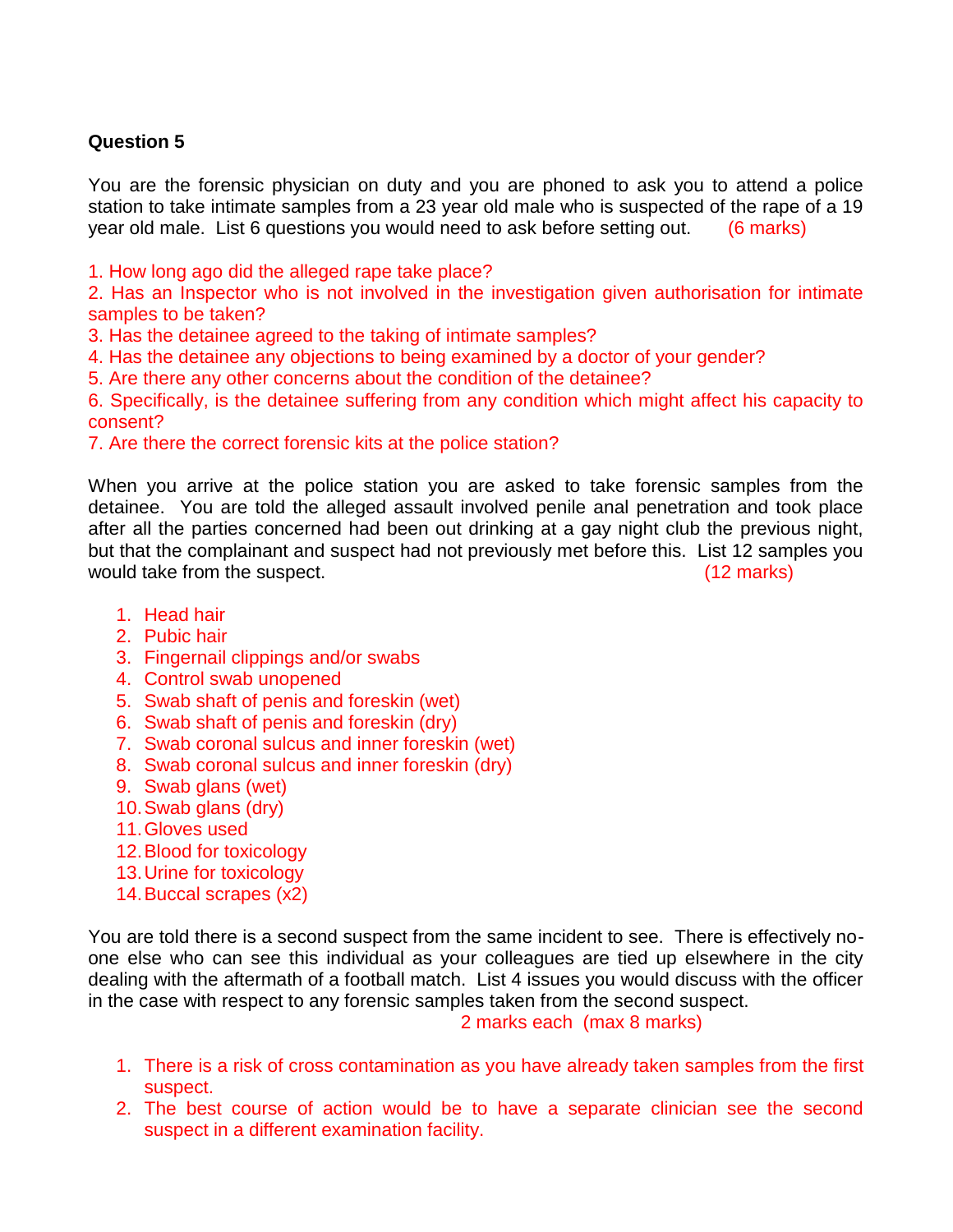**Question 5**

You are the forensic physician on duty and you are phoned to ask you to attend a police station to take intimate samples from a 23 year old male who is suspected of the rape of a 19 year old male. List 6 questions you would need to ask before setting out. (6 marks)

1. How long ago did the alleged rape take place?
2. Has an Inspector who is not involved in the investigation given authorisation for intimate samples to be taken?
3. Has the detainee agreed to the taking of intimate samples?
4. Has the detainee any objections to being examined by a doctor of your gender?
5. Are there any other concerns about the condition of the detainee?
6. Specifically, is the detainee suffering from any condition which might affect his capacity to consent?
7. Are there the correct forensic kits at the police station?

When you arrive at the police station you are asked to take forensic samples from the detainee. You are told the alleged assault involved penile anal penetration and took place after all the parties concerned had been out drinking at a gay night club the previous night, but that the complainant and suspect had not previously met before this. List 12 samples you would take from the suspect. (12 marks)

1. Head hair
2. Pubic hair
3. Fingernail clippings and/or swabs
4. Control swab unopened
5. Swab shaft of penis and foreskin (wet)
6. Swab shaft of penis and foreskin (dry)
7. Swab coronal sulcus and inner foreskin (wet)
8. Swab coronal sulcus and inner foreskin (dry)
9. Swab glans (wet)
10. Swab glans (dry)
11. Gloves used
12. Blood for toxicology
13. Urine for toxicology
14. Buccal scrapes (x2)

You are told there is a second suspect from the same incident to see. There is effectively no-one else who can see this individual as your colleagues are tied up elsewhere in the city dealing with the aftermath of a football match. List 4 issues you would discuss with the officer in the case with respect to any forensic samples taken from the second suspect.
2 marks each (max 8 marks)

1. There is a risk of cross contamination as you have already taken samples from the first suspect.
2. The best course of action would be to have a separate clinician see the second suspect in a different examination facility.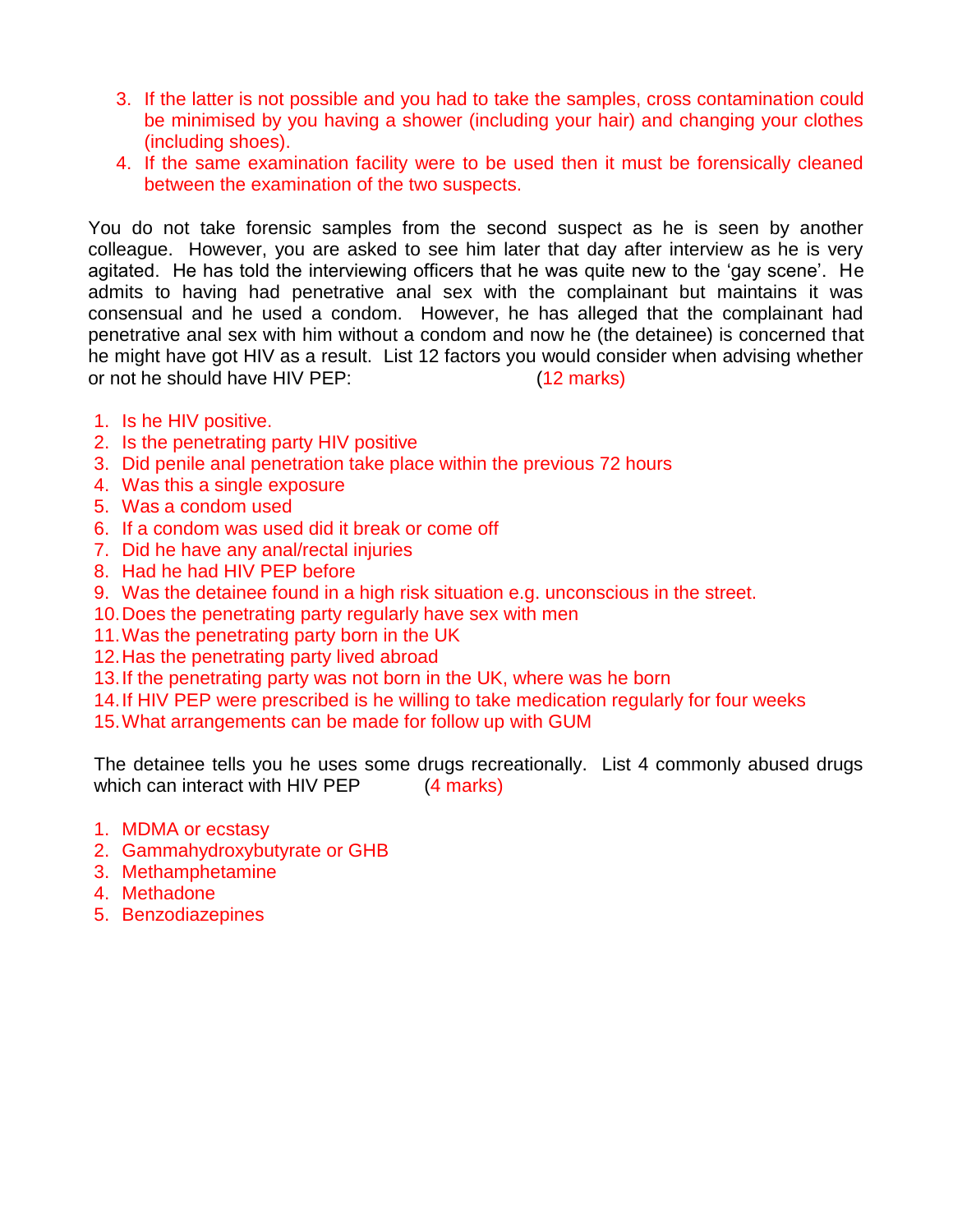3. If the latter is not possible and you had to take the samples, cross contamination could be minimised by you having a shower (including your hair) and changing your clothes (including shoes).
4. If the same examination facility were to be used then it must be forensically cleaned between the examination of the two suspects.

You do not take forensic samples from the second suspect as he is seen by another colleague. However, you are asked to see him later that day after interview as he is very agitated. He has told the interviewing officers that he was quite new to the 'gay scene'. He admits to having had penetrative anal sex with the complainant but maintains it was consensual and he used a condom. However, he has alleged that the complainant had penetrative anal sex with him without a condom and now he (the detainee) is concerned that he might have got HIV as a result. List 12 factors you would consider when advising whether or not he should have HIV PEP: (12 marks)

1. Is he HIV positive.
2. Is the penetrating party HIV positive
3. Did penile anal penetration take place within the previous 72 hours
4. Was this a single exposure
5. Was a condom used
6. If a condom was used did it break or come off
7. Did he have any anal/rectal injuries
8. Had he had HIV PEP before
9. Was the detainee found in a high risk situation e.g. unconscious in the street.
10. Does the penetrating party regularly have sex with men
11. Was the penetrating party born in the UK
12. Has the penetrating party lived abroad
13. If the penetrating party was not born in the UK, where was he born
14. If HIV PEP were prescribed is he willing to take medication regularly for four weeks
15. What arrangements can be made for follow up with GUM

The detainee tells you he uses some drugs recreationally. List 4 commonly abused drugs which can interact with HIV PEP (4 marks)

1. MDMA or ecstasy
2. Gammahydroxybutyrate or GHB
3. Methamphetamine
4. Methadone
5. Benzodiazepines